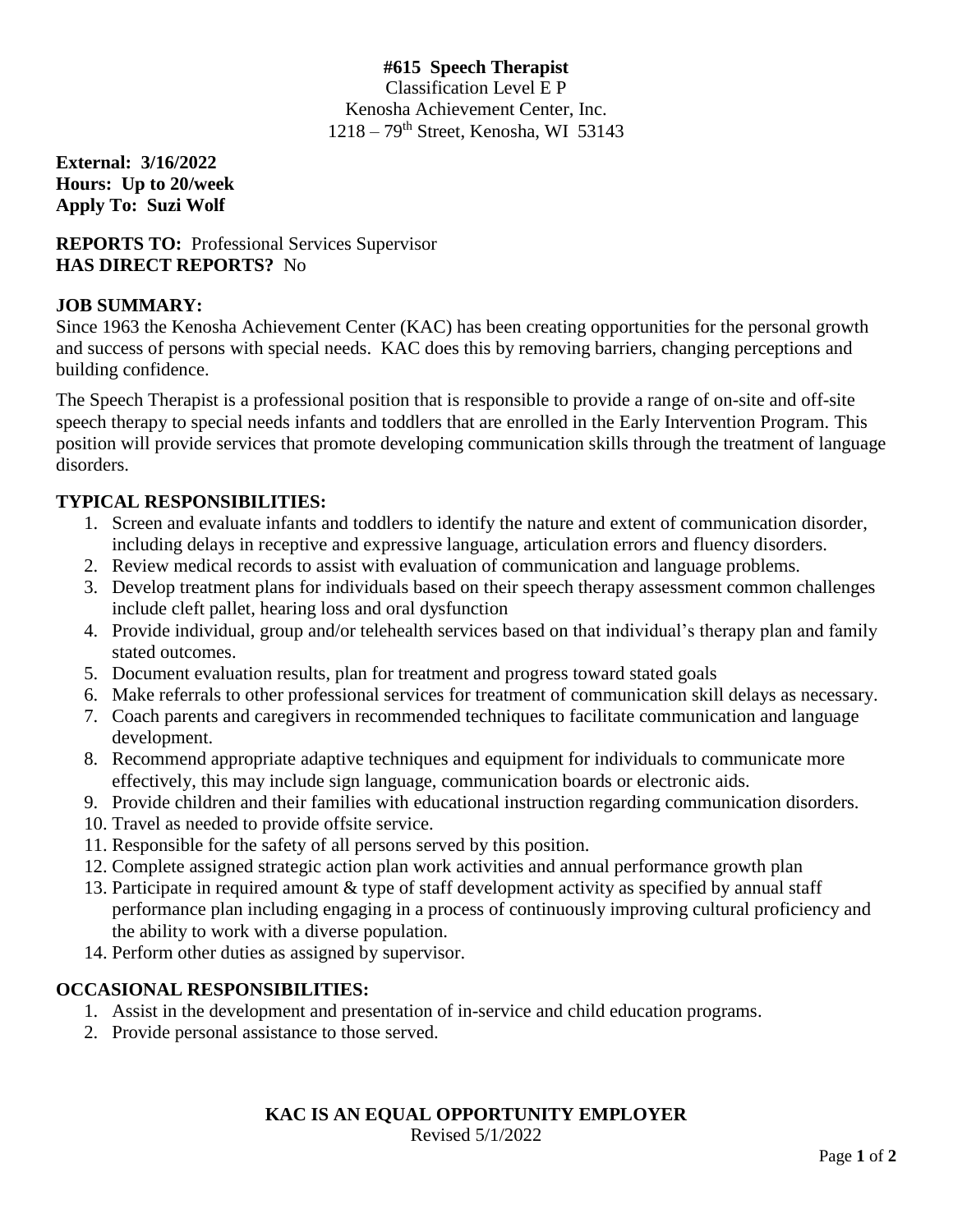# #615 Speech Therapist

Classification Level E P
Kenosha Achievement Center, Inc.
1218 – 79th Street, Kenosha, WI 53143

**External: 3/16/2022**
**Hours: Up to 20/week**
**Apply To: Suzi Wolf**

**REPORTS TO:** Professional Services Supervisor
**HAS DIRECT REPORTS?** No

## JOB SUMMARY:

Since 1963 the Kenosha Achievement Center (KAC) has been creating opportunities for the personal growth and success of persons with special needs. KAC does this by removing barriers, changing perceptions and building confidence.

The Speech Therapist is a professional position that is responsible to provide a range of on-site and off-site speech therapy to special needs infants and toddlers that are enrolled in the Early Intervention Program. This position will provide services that promote developing communication skills through the treatment of language disorders.

## TYPICAL RESPONSIBILITIES:

1. Screen and evaluate infants and toddlers to identify the nature and extent of communication disorder, including delays in receptive and expressive language, articulation errors and fluency disorders.
2. Review medical records to assist with evaluation of communication and language problems.
3. Develop treatment plans for individuals based on their speech therapy assessment common challenges include cleft pallet, hearing loss and oral dysfunction
4. Provide individual, group and/or telehealth services based on that individual's therapy plan and family stated outcomes.
5. Document evaluation results, plan for treatment and progress toward stated goals
6. Make referrals to other professional services for treatment of communication skill delays as necessary.
7. Coach parents and caregivers in recommended techniques to facilitate communication and language development.
8. Recommend appropriate adaptive techniques and equipment for individuals to communicate more effectively, this may include sign language, communication boards or electronic aids.
9. Provide children and their families with educational instruction regarding communication disorders.
10. Travel as needed to provide offsite service.
11. Responsible for the safety of all persons served by this position.
12. Complete assigned strategic action plan work activities and annual performance growth plan
13. Participate in required amount & type of staff development activity as specified by annual staff performance plan including engaging in a process of continuously improving cultural proficiency and the ability to work with a diverse population.
14. Perform other duties as assigned by supervisor.

## OCCASIONAL RESPONSIBILITIES:

1. Assist in the development and presentation of in-service and child education programs.
2. Provide personal assistance to those served.

**KAC IS AN EQUAL OPPORTUNITY EMPLOYER**
Revised 5/1/2022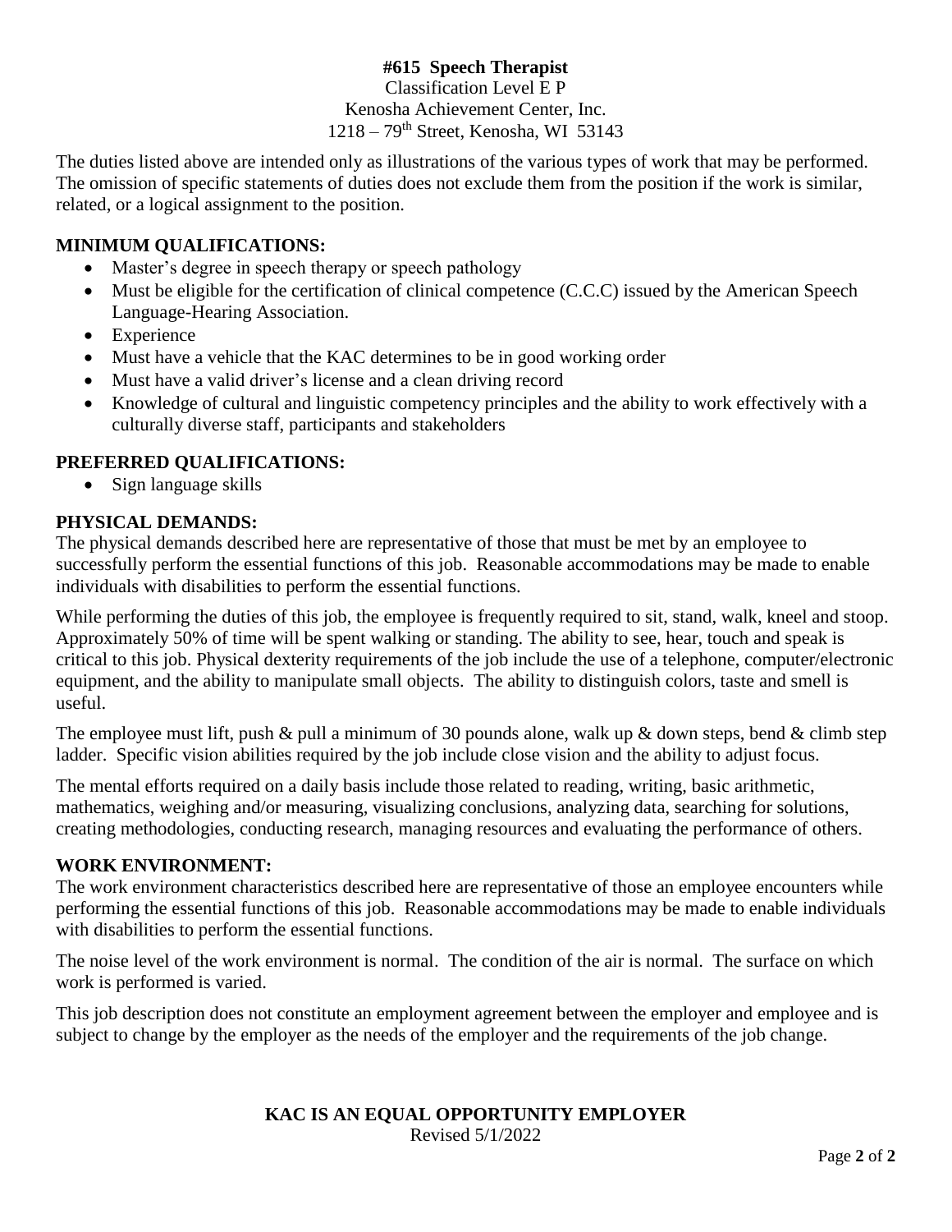**#615 Speech Therapist**
Classification Level E P
Kenosha Achievement Center, Inc.
1218 – 79th Street, Kenosha, WI 53143

The duties listed above are intended only as illustrations of the various types of work that may be performed. The omission of specific statements of duties does not exclude them from the position if the work is similar, related, or a logical assignment to the position.

## MINIMUM QUALIFICATIONS:

- Master's degree in speech therapy or speech pathology
- Must be eligible for the certification of clinical competence (C.C.C) issued by the American Speech Language-Hearing Association.
- Experience
- Must have a vehicle that the KAC determines to be in good working order
- Must have a valid driver's license and a clean driving record
- Knowledge of cultural and linguistic competency principles and the ability to work effectively with a culturally diverse staff, participants and stakeholders

## PREFERRED QUALIFICATIONS:

- Sign language skills

## PHYSICAL DEMANDS:

The physical demands described here are representative of those that must be met by an employee to successfully perform the essential functions of this job. Reasonable accommodations may be made to enable individuals with disabilities to perform the essential functions.

While performing the duties of this job, the employee is frequently required to sit, stand, walk, kneel and stoop. Approximately 50% of time will be spent walking or standing. The ability to see, hear, touch and speak is critical to this job. Physical dexterity requirements of the job include the use of a telephone, computer/electronic equipment, and the ability to manipulate small objects. The ability to distinguish colors, taste and smell is useful.

The employee must lift, push & pull a minimum of 30 pounds alone, walk up & down steps, bend & climb step ladder. Specific vision abilities required by the job include close vision and the ability to adjust focus.

The mental efforts required on a daily basis include those related to reading, writing, basic arithmetic, mathematics, weighing and/or measuring, visualizing conclusions, analyzing data, searching for solutions, creating methodologies, conducting research, managing resources and evaluating the performance of others.

## WORK ENVIRONMENT:

The work environment characteristics described here are representative of those an employee encounters while performing the essential functions of this job. Reasonable accommodations may be made to enable individuals with disabilities to perform the essential functions.

The noise level of the work environment is normal. The condition of the air is normal. The surface on which work is performed is varied.

This job description does not constitute an employment agreement between the employer and employee and is subject to change by the employer as the needs of the employer and the requirements of the job change.

**KAC IS AN EQUAL OPPORTUNITY EMPLOYER**
Revised 5/1/2022